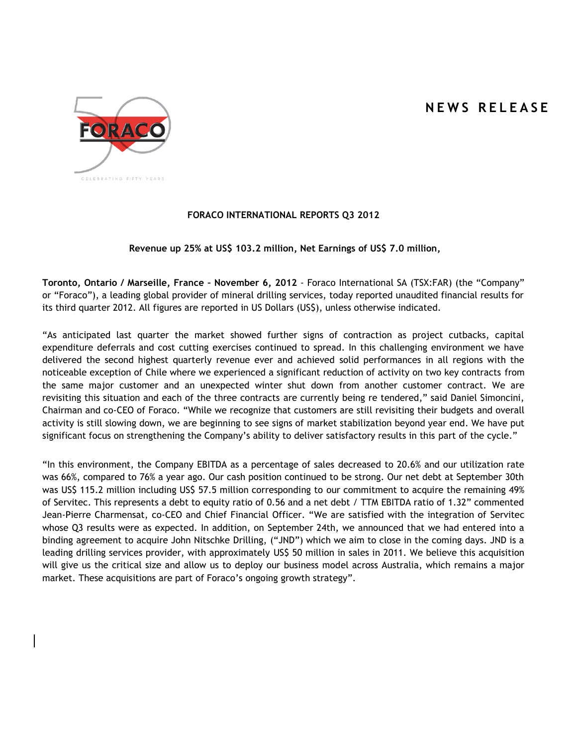# NEWS RELEASE

## FORACO INTERNATIONAL REPORTS Q3 2012

**Revenue up 25% at US$ 103.2 million, Net Earnings of US$ 7.0 million,**

**Toronto, Ontario / Marseille, France – November 6, 2012** - Foraco International SA (TSX:FAR) (the "Company" or "Foraco"), a leading global provider of mineral drilling services, today reported unaudited financial results for its third quarter 2012. All figures are reported in US Dollars (US$), unless otherwise indicated.

"As anticipated last quarter the market showed further signs of contraction as project cutbacks, capital expenditure deferrals and cost cutting exercises continued to spread. In this challenging environment we have delivered the second highest quarterly revenue ever and achieved solid performances in all regions with the noticeable exception of Chile where we experienced a significant reduction of activity on two key contracts from the same major customer and an unexpected winter shut down from another customer contract. We are revisiting this situation and each of the three contracts are currently being re tendered," said Daniel Simoncini, Chairman and co-CEO of Foraco. "While we recognize that customers are still revisiting their budgets and overall activity is still slowing down, we are beginning to see signs of market stabilization beyond year end. We have put significant focus on strengthening the Company's ability to deliver satisfactory results in this part of the cycle."

"In this environment, the Company EBITDA as a percentage of sales decreased to 20.6% and our utilization rate was 66%, compared to 76% a year ago. Our cash position continued to be strong. Our net debt at September 30th was US$ 115.2 million including US$ 57.5 million corresponding to our commitment to acquire the remaining 49% of Servitec. This represents a debt to equity ratio of 0.56 and a net debt / TTM EBITDA ratio of 1.32" commented Jean-Pierre Charmensat, co-CEO and Chief Financial Officer. "We are satisfied with the integration of Servitec whose Q3 results were as expected. In addition, on September 24th, we announced that we had entered into a binding agreement to acquire John Nitschke Drilling, ("JND") which we aim to close in the coming days. JND is a leading drilling services provider, with approximately US$ 50 million in sales in 2011. We believe this acquisition will give us the critical size and allow us to deploy our business model across Australia, which remains a major market. These acquisitions are part of Foraco's ongoing growth strategy".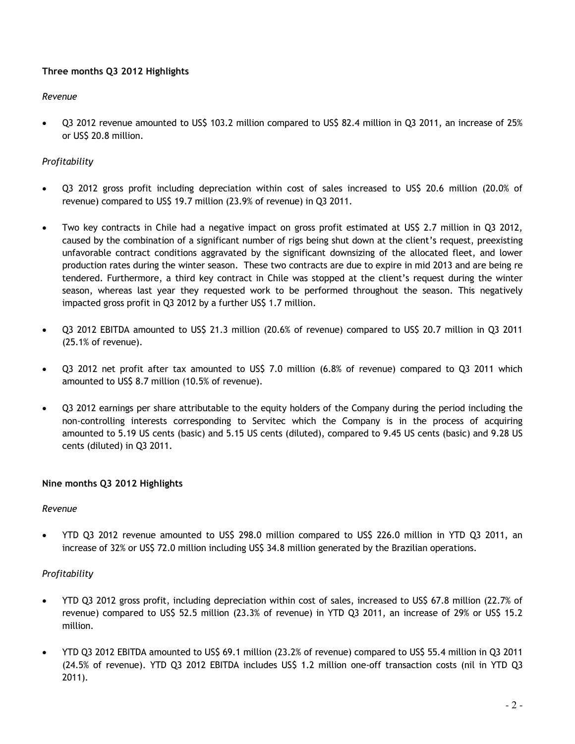**Three months Q3 2012 Highlights**

*Revenue*

- Q3 2012 revenue amounted to US$ 103.2 million compared to US$ 82.4 million in Q3 2011, an increase of 25% or US$ 20.8 million.

*Profitability*

- Q3 2012 gross profit including depreciation within cost of sales increased to US$ 20.6 million (20.0% of revenue) compared to US$ 19.7 million (23.9% of revenue) in Q3 2011.

- Two key contracts in Chile had a negative impact on gross profit estimated at US$ 2.7 million in Q3 2012, caused by the combination of a significant number of rigs being shut down at the client's request, preexisting unfavorable contract conditions aggravated by the significant downsizing of the allocated fleet, and lower production rates during the winter season. These two contracts are due to expire in mid 2013 and are being re tendered. Furthermore, a third key contract in Chile was stopped at the client's request during the winter season, whereas last year they requested work to be performed throughout the season. This negatively impacted gross profit in Q3 2012 by a further US$ 1.7 million.

- Q3 2012 EBITDA amounted to US$ 21.3 million (20.6% of revenue) compared to US$ 20.7 million in Q3 2011 (25.1% of revenue).

- Q3 2012 net profit after tax amounted to US$ 7.0 million (6.8% of revenue) compared to Q3 2011 which amounted to US$ 8.7 million (10.5% of revenue).

- Q3 2012 earnings per share attributable to the equity holders of the Company during the period including the non-controlling interests corresponding to Servitec which the Company is in the process of acquiring amounted to 5.19 US cents (basic) and 5.15 US cents (diluted), compared to 9.45 US cents (basic) and 9.28 US cents (diluted) in Q3 2011.

**Nine months Q3 2012 Highlights**

*Revenue*

- YTD Q3 2012 revenue amounted to US$ 298.0 million compared to US$ 226.0 million in YTD Q3 2011, an increase of 32% or US$ 72.0 million including US$ 34.8 million generated by the Brazilian operations.

*Profitability*

- YTD Q3 2012 gross profit, including depreciation within cost of sales, increased to US$ 67.8 million (22.7% of revenue) compared to US$ 52.5 million (23.3% of revenue) in YTD Q3 2011, an increase of 29% or US$ 15.2 million.

- YTD Q3 2012 EBITDA amounted to US$ 69.1 million (23.2% of revenue) compared to US$ 55.4 million in Q3 2011 (24.5% of revenue). YTD Q3 2012 EBITDA includes US$ 1.2 million one-off transaction costs (nil in YTD Q3 2011).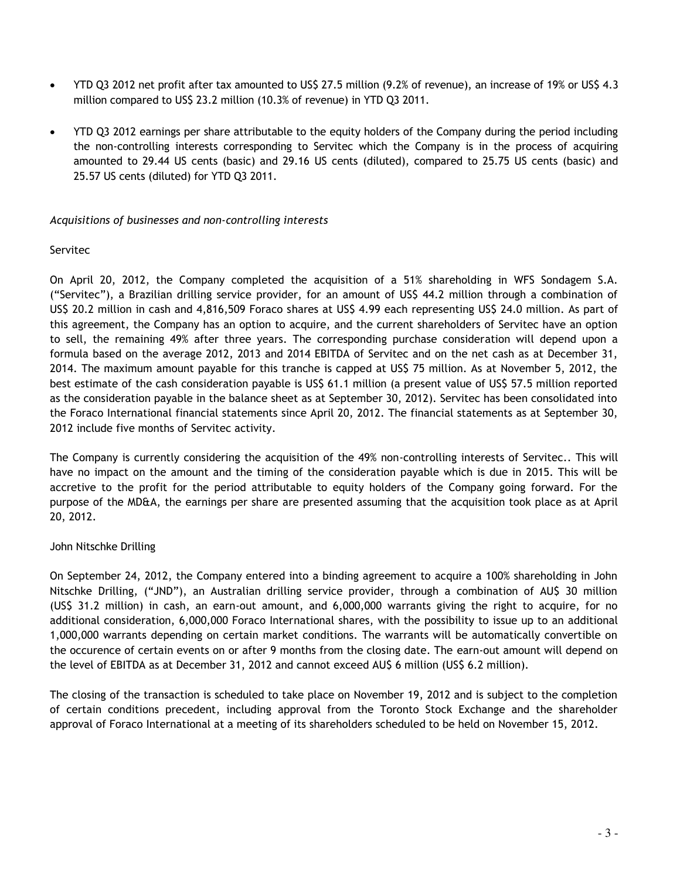- YTD Q3 2012 net profit after tax amounted to US$ 27.5 million (9.2% of revenue), an increase of 19% or US$ 4.3 million compared to US$ 23.2 million (10.3% of revenue) in YTD Q3 2011.

- YTD Q3 2012 earnings per share attributable to the equity holders of the Company during the period including the non-controlling interests corresponding to Servitec which the Company is in the process of acquiring amounted to 29.44 US cents (basic) and 29.16 US cents (diluted), compared to 25.75 US cents (basic) and 25.57 US cents (diluted) for YTD Q3 2011.

*Acquisitions of businesses and non-controlling interests*

Servitec

On April 20, 2012, the Company completed the acquisition of a 51% shareholding in WFS Sondagem S.A. ("Servitec"), a Brazilian drilling service provider, for an amount of US$ 44.2 million through a combination of US$ 20.2 million in cash and 4,816,509 Foraco shares at US$ 4.99 each representing US$ 24.0 million. As part of this agreement, the Company has an option to acquire, and the current shareholders of Servitec have an option to sell, the remaining 49% after three years. The corresponding purchase consideration will depend upon a formula based on the average 2012, 2013 and 2014 EBITDA of Servitec and on the net cash as at December 31, 2014. The maximum amount payable for this tranche is capped at US$ 75 million. As at November 5, 2012, the best estimate of the cash consideration payable is US$ 61.1 million (a present value of US$ 57.5 million reported as the consideration payable in the balance sheet as at September 30, 2012). Servitec has been consolidated into the Foraco International financial statements since April 20, 2012. The financial statements as at September 30, 2012 include five months of Servitec activity.

The Company is currently considering the acquisition of the 49% non-controlling interests of Servitec.. This will have no impact on the amount and the timing of the consideration payable which is due in 2015. This will be accretive to the profit for the period attributable to equity holders of the Company going forward. For the purpose of the MD&A, the earnings per share are presented assuming that the acquisition took place as at April 20, 2012.

John Nitschke Drilling

On September 24, 2012, the Company entered into a binding agreement to acquire a 100% shareholding in John Nitschke Drilling, ("JND"), an Australian drilling service provider, through a combination of AU$ 30 million (US$ 31.2 million) in cash, an earn-out amount, and 6,000,000 warrants giving the right to acquire, for no additional consideration, 6,000,000 Foraco International shares, with the possibility to issue up to an additional 1,000,000 warrants depending on certain market conditions. The warrants will be automatically convertible on the occurence of certain events on or after 9 months from the closing date. The earn-out amount will depend on the level of EBITDA as at December 31, 2012 and cannot exceed AU$ 6 million (US$ 6.2 million).

The closing of the transaction is scheduled to take place on November 19, 2012 and is subject to the completion of certain conditions precedent, including approval from the Toronto Stock Exchange and the shareholder approval of Foraco International at a meeting of its shareholders scheduled to be held on November 15, 2012.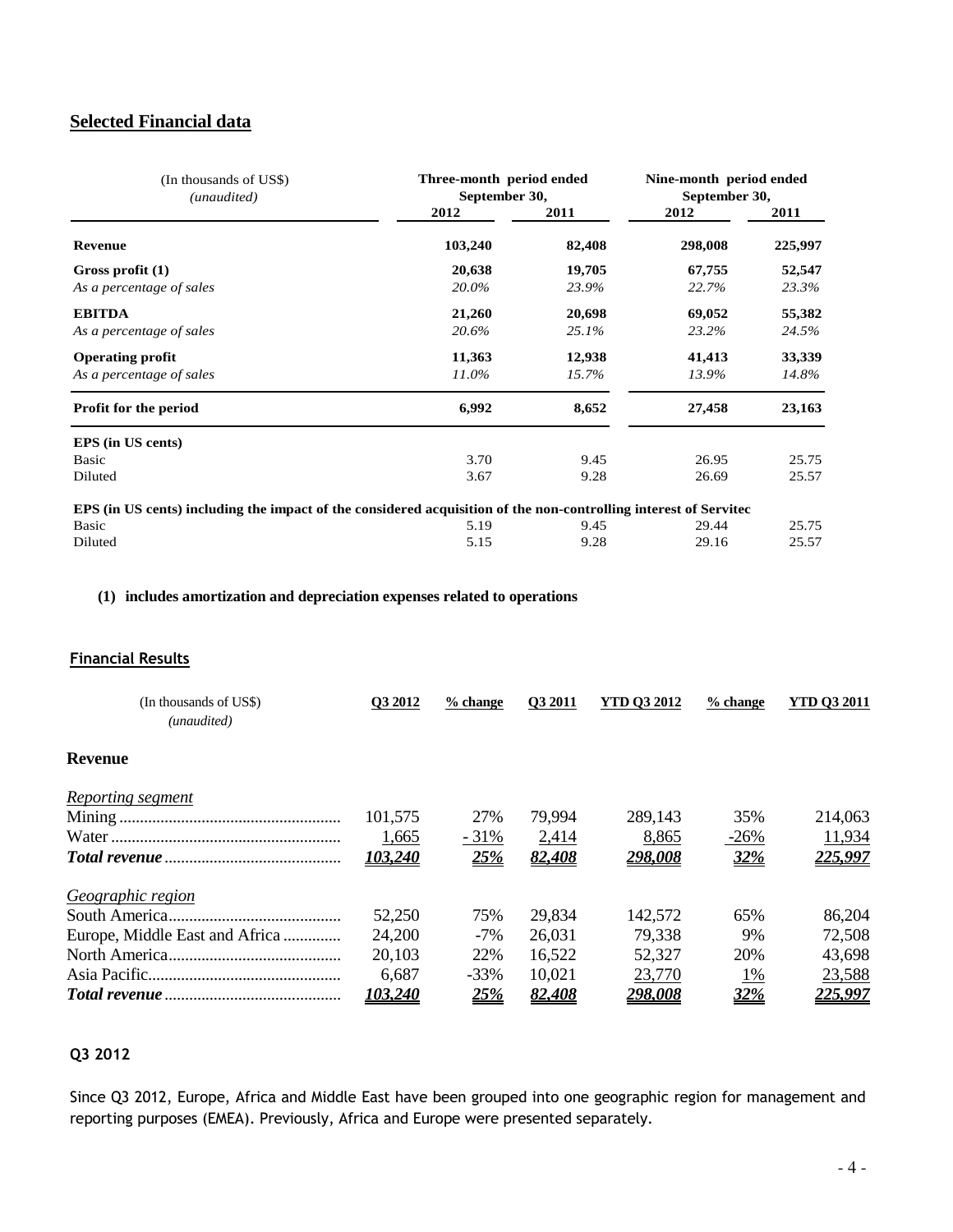## Selected Financial data

| (In thousands of US$) *(unaudited)* | Three-month period ended September 30, | | Nine-month period ended September 30, | |
|---|---|---|---|---|
| | 2012 | 2011 | 2012 | 2011 |
| **Revenue** | **103,240** | **82,408** | **298,008** | **225,997** |
| **Gross profit (1)** | **20,638** | **19,705** | **67,755** | **52,547** |
| *As a percentage of sales* | *20.0%* | *23.9%* | *22.7%* | *23.3%* |
| **EBITDA** | **21,260** | **20,698** | **69,052** | **55,382** |
| *As a percentage of sales* | *20.6%* | *25.1%* | *23.2%* | *24.5%* |
| **Operating profit** | **11,363** | **12,938** | **41,413** | **33,339** |
| *As a percentage of sales* | *11.0%* | *15.7%* | *13.9%* | *14.8%* |
| **Profit for the period** | **6,992** | **8,652** | **27,458** | **23,163** |
| **EPS (in US cents)** | | | | |
| Basic | 3.70 | 9.45 | 26.95 | 25.75 |
| Diluted | 3.67 | 9.28 | 26.69 | 25.57 |
| **EPS (in US cents) including the impact of the considered acquisition of the non-controlling interest of Servitec** | | | | |
| Basic | 5.19 | 9.45 | 29.44 | 25.75 |
| Diluted | 5.15 | 9.28 | 29.16 | 25.57 |

**(1) includes amortization and depreciation expenses related to operations**

## Financial Results

| (In thousands of US$) *(unaudited)* | Q3 2012 | % change | Q3 2011 | YTD Q3 2012 | % change | YTD Q3 2011 |
|---|---|---|---|---|---|---|
| **Revenue** | | | | | | |
| *Reporting segment* | | | | | | |
| Mining | 101,575 | 27% | 79,994 | 289,143 | 35% | 214,063 |
| Water | 1,665 | - 31% | 2,414 | 8,865 | -26% | 11,934 |
| ***Total revenue*** | ***103,240*** | ***25%*** | ***82,408*** | ***298,008*** | ***32%*** | ***225,997*** |
| *Geographic region* | | | | | | |
| South America | 52,250 | 75% | 29,834 | 142,572 | 65% | 86,204 |
| Europe, Middle East and Africa | 24,200 | -7% | 26,031 | 79,338 | 9% | 72,508 |
| North America | 20,103 | 22% | 16,522 | 52,327 | 20% | 43,698 |
| Asia Pacific | 6,687 | -33% | 10,021 | 23,770 | 1% | 23,588 |
| ***Total revenue*** | ***103,240*** | ***25%*** | ***82,408*** | ***298,008*** | ***32%*** | ***225,997*** |

### Q3 2012

Since Q3 2012, Europe, Africa and Middle East have been grouped into one geographic region for management and reporting purposes (EMEA). Previously, Africa and Europe were presented separately.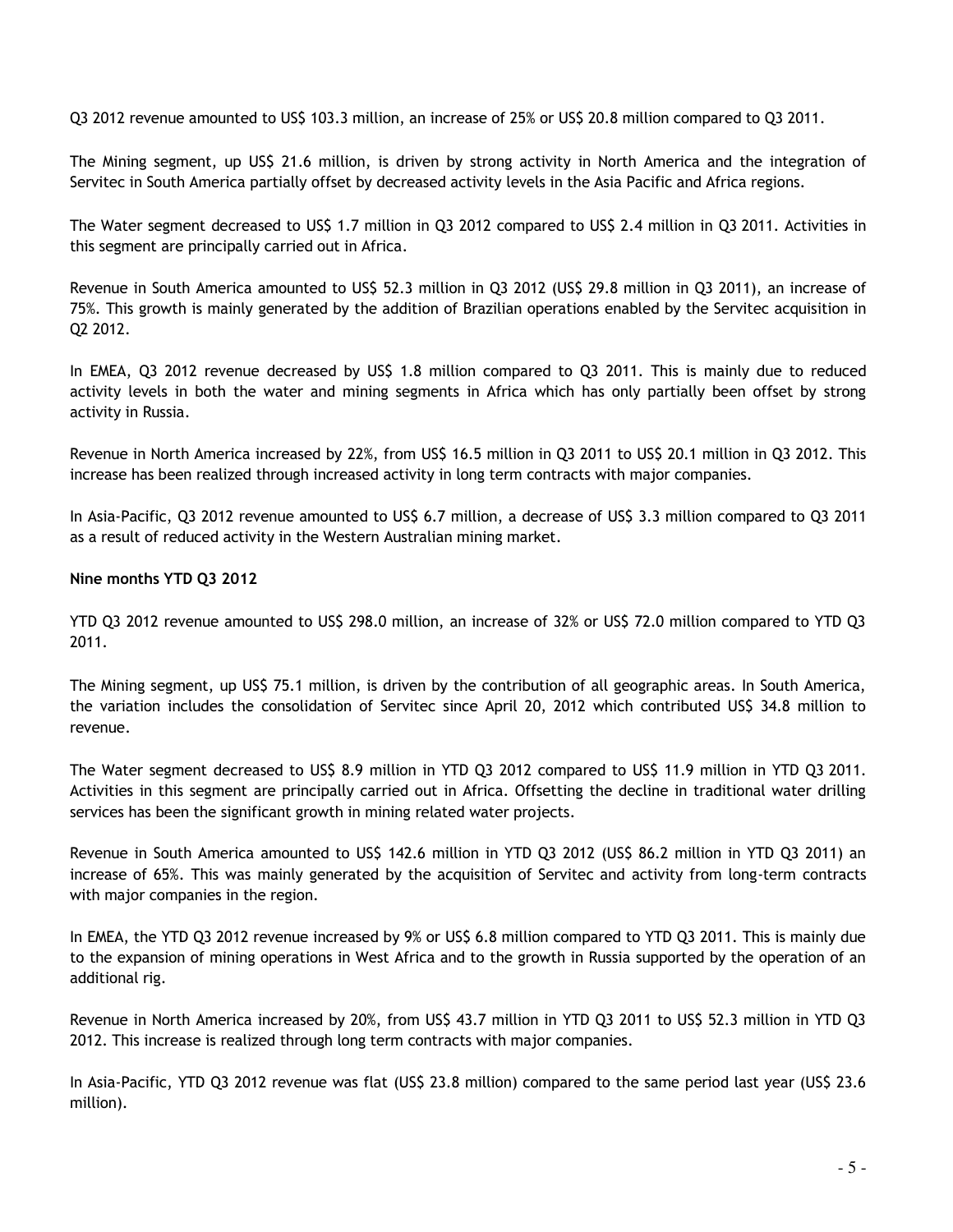Q3 2012 revenue amounted to US$ 103.3 million, an increase of 25% or US$ 20.8 million compared to Q3 2011.

The Mining segment, up US$ 21.6 million, is driven by strong activity in North America and the integration of Servitec in South America partially offset by decreased activity levels in the Asia Pacific and Africa regions.

The Water segment decreased to US$ 1.7 million in Q3 2012 compared to US$ 2.4 million in Q3 2011. Activities in this segment are principally carried out in Africa.

Revenue in South America amounted to US$ 52.3 million in Q3 2012 (US$ 29.8 million in Q3 2011), an increase of 75%. This growth is mainly generated by the addition of Brazilian operations enabled by the Servitec acquisition in Q2 2012.

In EMEA, Q3 2012 revenue decreased by US$ 1.8 million compared to Q3 2011. This is mainly due to reduced activity levels in both the water and mining segments in Africa which has only partially been offset by strong activity in Russia.

Revenue in North America increased by 22%, from US$ 16.5 million in Q3 2011 to US$ 20.1 million in Q3 2012. This increase has been realized through increased activity in long term contracts with major companies.

In Asia-Pacific, Q3 2012 revenue amounted to US$ 6.7 million, a decrease of US$ 3.3 million compared to Q3 2011 as a result of reduced activity in the Western Australian mining market.

**Nine months YTD Q3 2012**

YTD Q3 2012 revenue amounted to US$ 298.0 million, an increase of 32% or US$ 72.0 million compared to YTD Q3 2011.

The Mining segment, up US$ 75.1 million, is driven by the contribution of all geographic areas. In South America, the variation includes the consolidation of Servitec since April 20, 2012 which contributed US$ 34.8 million to revenue.

The Water segment decreased to US$ 8.9 million in YTD Q3 2012 compared to US$ 11.9 million in YTD Q3 2011. Activities in this segment are principally carried out in Africa. Offsetting the decline in traditional water drilling services has been the significant growth in mining related water projects.

Revenue in South America amounted to US$ 142.6 million in YTD Q3 2012 (US$ 86.2 million in YTD Q3 2011) an increase of 65%. This was mainly generated by the acquisition of Servitec and activity from long-term contracts with major companies in the region.

In EMEA, the YTD Q3 2012 revenue increased by 9% or US$ 6.8 million compared to YTD Q3 2011. This is mainly due to the expansion of mining operations in West Africa and to the growth in Russia supported by the operation of an additional rig.

Revenue in North America increased by 20%, from US$ 43.7 million in YTD Q3 2011 to US$ 52.3 million in YTD Q3 2012. This increase is realized through long term contracts with major companies.

In Asia-Pacific, YTD Q3 2012 revenue was flat (US$ 23.8 million) compared to the same period last year (US$ 23.6 million).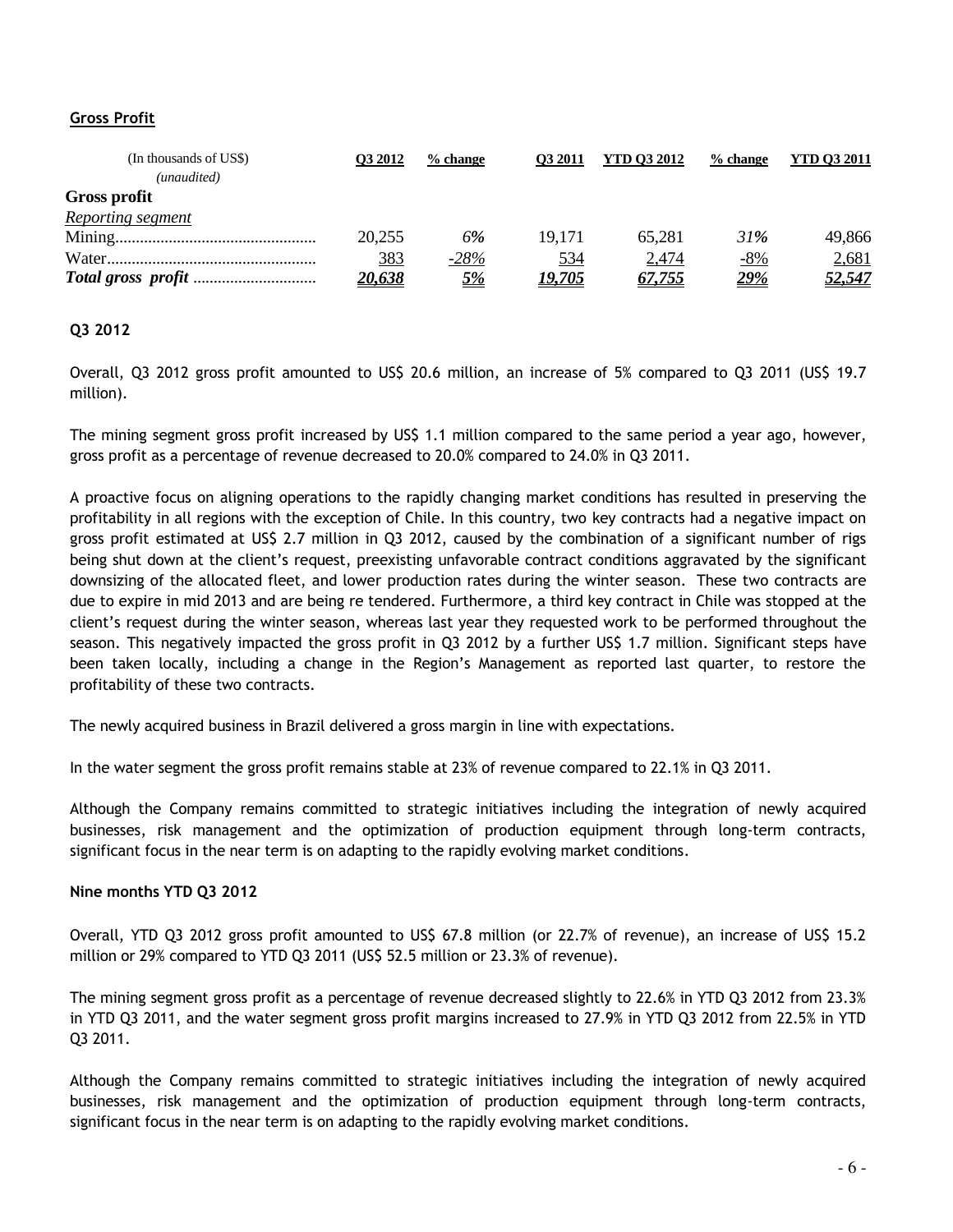## Gross Profit

| (In thousands of US$) *(unaudited)* | Q3 2012 | % change | Q3 2011 | YTD Q3 2012 | % change | YTD Q3 2011 |
|---|---|---|---|---|---|---|
| **Gross profit** | | | | | | |
| *Reporting segment* | | | | | | |
| Mining | 20,255 | *6%* | 19,171 | 65,281 | *31%* | 49,866 |
| Water | 383 | *-28%* | 534 | 2,474 | *-8%* | 2,681 |
| ***Total gross profit*** | ***20,638*** | ***5%*** | ***19,705*** | ***67,755*** | ***29%*** | ***52,547*** |

### Q3 2012

Overall, Q3 2012 gross profit amounted to US$ 20.6 million, an increase of 5% compared to Q3 2011 (US$ 19.7 million).

The mining segment gross profit increased by US$ 1.1 million compared to the same period a year ago, however, gross profit as a percentage of revenue decreased to 20.0% compared to 24.0% in Q3 2011.

A proactive focus on aligning operations to the rapidly changing market conditions has resulted in preserving the profitability in all regions with the exception of Chile. In this country, two key contracts had a negative impact on gross profit estimated at US$ 2.7 million in Q3 2012, caused by the combination of a significant number of rigs being shut down at the client's request, preexisting unfavorable contract conditions aggravated by the significant downsizing of the allocated fleet, and lower production rates during the winter season. These two contracts are due to expire in mid 2013 and are being re tendered. Furthermore, a third key contract in Chile was stopped at the client's request during the winter season, whereas last year they requested work to be performed throughout the season. This negatively impacted the gross profit in Q3 2012 by a further US$ 1.7 million. Significant steps have been taken locally, including a change in the Region's Management as reported last quarter, to restore the profitability of these two contracts.

The newly acquired business in Brazil delivered a gross margin in line with expectations.

In the water segment the gross profit remains stable at 23% of revenue compared to 22.1% in Q3 2011.

Although the Company remains committed to strategic initiatives including the integration of newly acquired businesses, risk management and the optimization of production equipment through long-term contracts, significant focus in the near term is on adapting to the rapidly evolving market conditions.

### Nine months YTD Q3 2012

Overall, YTD Q3 2012 gross profit amounted to US$ 67.8 million (or 22.7% of revenue), an increase of US$ 15.2 million or 29% compared to YTD Q3 2011 (US$ 52.5 million or 23.3% of revenue).

The mining segment gross profit as a percentage of revenue decreased slightly to 22.6% in YTD Q3 2012 from 23.3% in YTD Q3 2011, and the water segment gross profit margins increased to 27.9% in YTD Q3 2012 from 22.5% in YTD Q3 2011.

Although the Company remains committed to strategic initiatives including the integration of newly acquired businesses, risk management and the optimization of production equipment through long-term contracts, significant focus in the near term is on adapting to the rapidly evolving market conditions.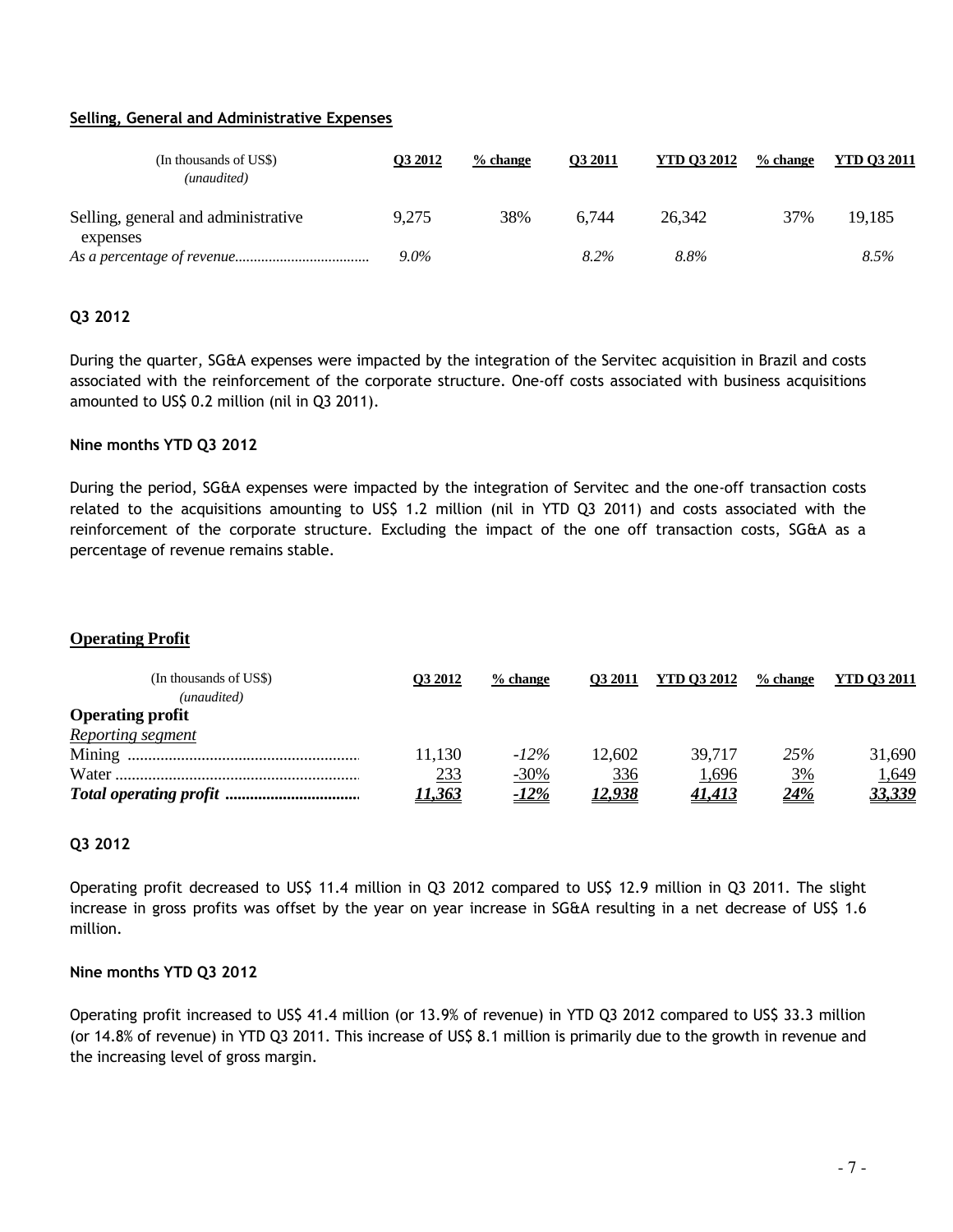### Selling, General and Administrative Expenses

| (In thousands of US$) *(unaudited)* | Q3 2012 | % change | Q3 2011 | YTD Q3 2012 | % change | YTD Q3 2011 |
|---|---|---|---|---|---|---|
| Selling, general and administrative expenses | 9,275 | 38% | 6,744 | 26,342 | 37% | 19,185 |
| *As a percentage of revenue* | *9.0%* | | *8.2%* | *8.8%* | | *8.5%* |

#### Q3 2012

During the quarter, SG&A expenses were impacted by the integration of the Servitec acquisition in Brazil and costs associated with the reinforcement of the corporate structure. One-off costs associated with business acquisitions amounted to US$ 0.2 million (nil in Q3 2011).

#### Nine months YTD Q3 2012

During the period, SG&A expenses were impacted by the integration of Servitec and the one-off transaction costs related to the acquisitions amounting to US$ 1.2 million (nil in YTD Q3 2011) and costs associated with the reinforcement of the corporate structure. Excluding the impact of the one off transaction costs, SG&A as a percentage of revenue remains stable.

### Operating Profit

| (In thousands of US$) *(unaudited)* | Q3 2012 | % change | Q3 2011 | YTD Q3 2012 | % change | YTD Q3 2011 |
|---|---|---|---|---|---|---|
| **Operating profit** | | | | | | |
| *Reporting segment* | | | | | | |
| Mining | 11,130 | *-12%* | 12,602 | 39,717 | *25%* | 31,690 |
| Water | 233 | -30% | 336 | 1,696 | 3% | 1,649 |
| ***Total operating profit*** | ***11,363*** | ***-12%*** | ***12,938*** | ***41,413*** | ***24%*** | ***33,339*** |

#### Q3 2012

Operating profit decreased to US$ 11.4 million in Q3 2012 compared to US$ 12.9 million in Q3 2011. The slight increase in gross profits was offset by the year on year increase in SG&A resulting in a net decrease of US$ 1.6 million.

#### Nine months YTD Q3 2012

Operating profit increased to US$ 41.4 million (or 13.9% of revenue) in YTD Q3 2012 compared to US$ 33.3 million (or 14.8% of revenue) in YTD Q3 2011. This increase of US$ 8.1 million is primarily due to the growth in revenue and the increasing level of gross margin.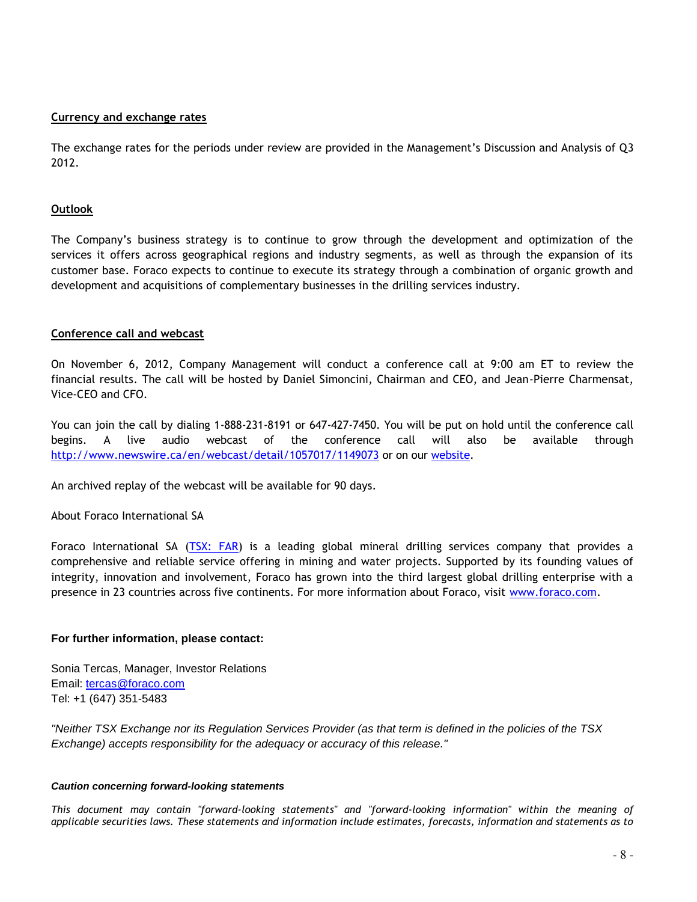## Currency and exchange rates

The exchange rates for the periods under review are provided in the Management's Discussion and Analysis of Q3 2012.

## Outlook

The Company's business strategy is to continue to grow through the development and optimization of the services it offers across geographical regions and industry segments, as well as through the expansion of its customer base. Foraco expects to continue to execute its strategy through a combination of organic growth and development and acquisitions of complementary businesses in the drilling services industry.

## Conference call and webcast

On November 6, 2012, Company Management will conduct a conference call at 9:00 am ET to review the financial results. The call will be hosted by Daniel Simoncini, Chairman and CEO, and Jean-Pierre Charmensat, Vice-CEO and CFO.

You can join the call by dialing 1-888-231-8191 or 647-427-7450. You will be put on hold until the conference call begins. A live audio webcast of the conference call will also be available through http://www.newswire.ca/en/webcast/detail/1057017/1149073 or on our website.

An archived replay of the webcast will be available for 90 days.

About Foraco International SA

Foraco International SA (TSX: FAR) is a leading global mineral drilling services company that provides a comprehensive and reliable service offering in mining and water projects. Supported by its founding values of integrity, innovation and involvement, Foraco has grown into the third largest global drilling enterprise with a presence in 23 countries across five continents. For more information about Foraco, visit www.foraco.com.

**For further information, please contact:**

Sonia Tercas, Manager, Investor Relations
Email: tercas@foraco.com
Tel: +1 (647) 351-5483

*"Neither TSX Exchange nor its Regulation Services Provider (as that term is defined in the policies of the TSX Exchange) accepts responsibility for the adequacy or accuracy of this release."*

***Caution concerning forward-looking statements***

*This document may contain "forward-looking statements" and "forward-looking information" within the meaning of applicable securities laws. These statements and information include estimates, forecasts, information and statements as to*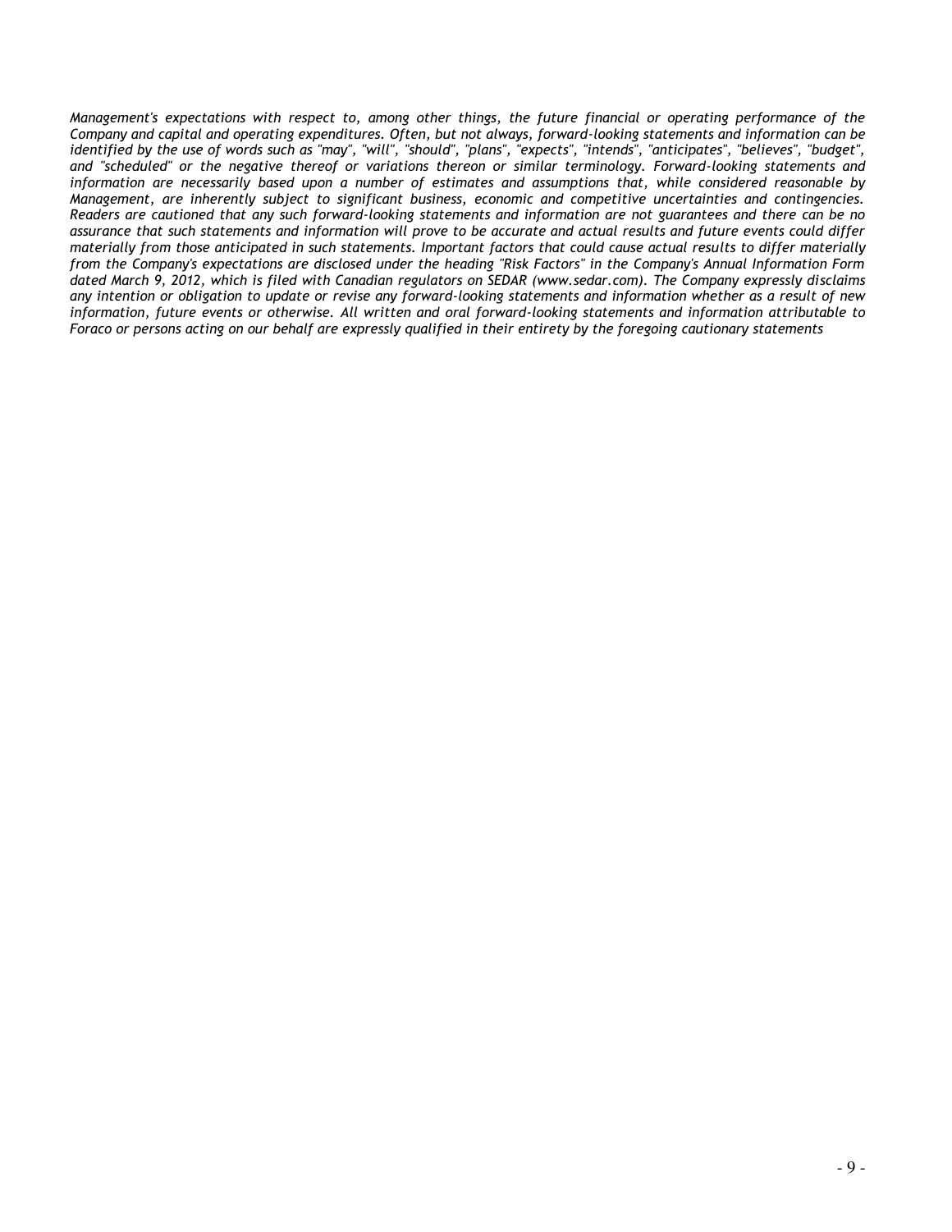*Management's expectations with respect to, among other things, the future financial or operating performance of the Company and capital and operating expenditures. Often, but not always, forward-looking statements and information can be identified by the use of words such as "may", "will", "should", "plans", "expects", "intends", "anticipates", "believes", "budget", and "scheduled" or the negative thereof or variations thereon or similar terminology. Forward-looking statements and information are necessarily based upon a number of estimates and assumptions that, while considered reasonable by Management, are inherently subject to significant business, economic and competitive uncertainties and contingencies. Readers are cautioned that any such forward-looking statements and information are not guarantees and there can be no assurance that such statements and information will prove to be accurate and actual results and future events could differ materially from those anticipated in such statements. Important factors that could cause actual results to differ materially from the Company's expectations are disclosed under the heading "Risk Factors" in the Company's Annual Information Form dated March 9, 2012, which is filed with Canadian regulators on SEDAR (www.sedar.com). The Company expressly disclaims any intention or obligation to update or revise any forward-looking statements and information whether as a result of new information, future events or otherwise. All written and oral forward-looking statements and information attributable to Foraco or persons acting on our behalf are expressly qualified in their entirety by the foregoing cautionary statements*